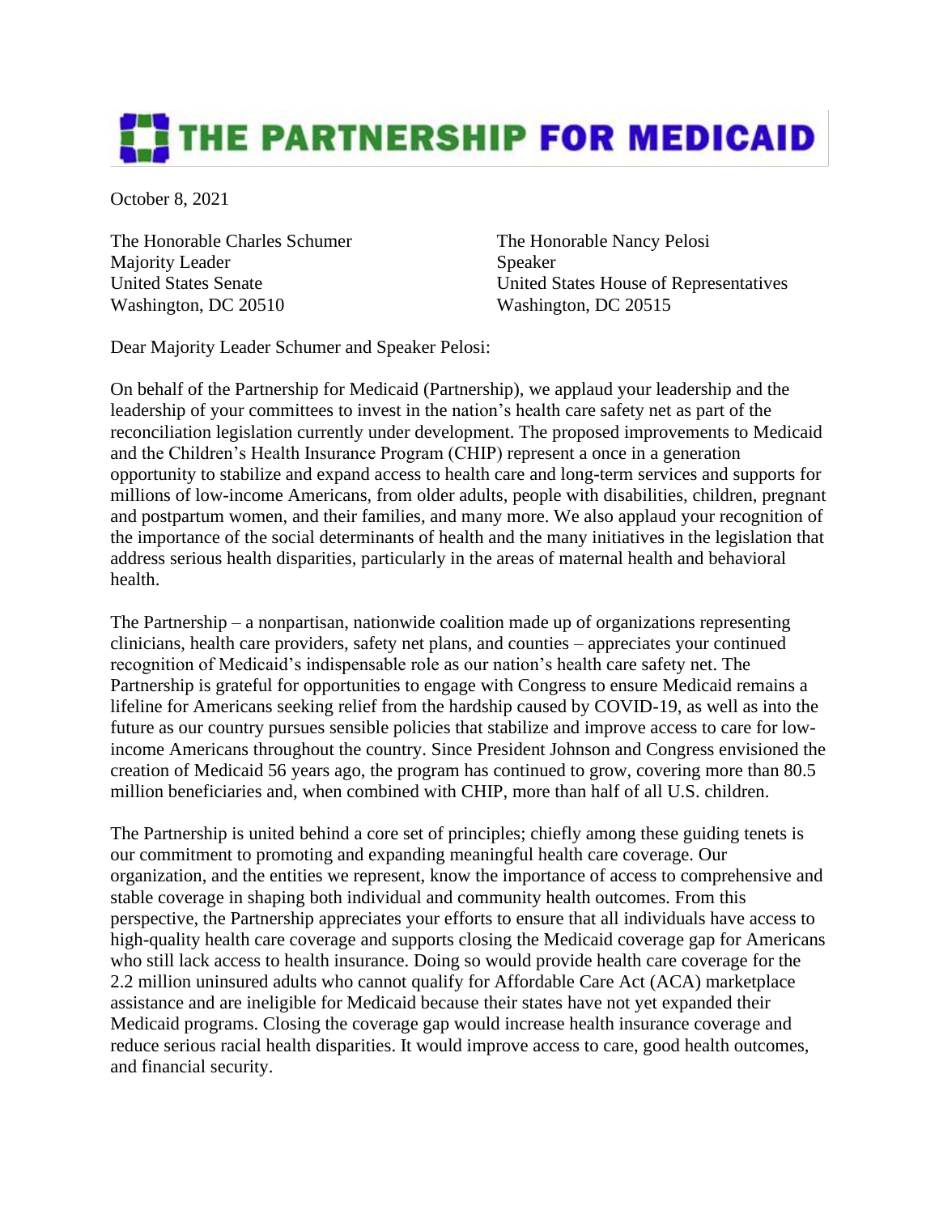# THE PARTNERSHIP FOR MEDICAID

October 8, 2021

The Honorable Charles Schumer
Majority Leader
United States Senate
Washington, DC 20510

The Honorable Nancy Pelosi
Speaker
United States House of Representatives
Washington, DC 20515

Dear Majority Leader Schumer and Speaker Pelosi:

On behalf of the Partnership for Medicaid (Partnership), we applaud your leadership and the leadership of your committees to invest in the nation's health care safety net as part of the reconciliation legislation currently under development. The proposed improvements to Medicaid and the Children's Health Insurance Program (CHIP) represent a once in a generation opportunity to stabilize and expand access to health care and long-term services and supports for millions of low-income Americans, from older adults, people with disabilities, children, pregnant and postpartum women, and their families, and many more. We also applaud your recognition of the importance of the social determinants of health and the many initiatives in the legislation that address serious health disparities, particularly in the areas of maternal health and behavioral health.

The Partnership – a nonpartisan, nationwide coalition made up of organizations representing clinicians, health care providers, safety net plans, and counties – appreciates your continued recognition of Medicaid's indispensable role as our nation's health care safety net. The Partnership is grateful for opportunities to engage with Congress to ensure Medicaid remains a lifeline for Americans seeking relief from the hardship caused by COVID-19, as well as into the future as our country pursues sensible policies that stabilize and improve access to care for low-income Americans throughout the country. Since President Johnson and Congress envisioned the creation of Medicaid 56 years ago, the program has continued to grow, covering more than 80.5 million beneficiaries and, when combined with CHIP, more than half of all U.S. children.

The Partnership is united behind a core set of principles; chiefly among these guiding tenets is our commitment to promoting and expanding meaningful health care coverage. Our organization, and the entities we represent, know the importance of access to comprehensive and stable coverage in shaping both individual and community health outcomes. From this perspective, the Partnership appreciates your efforts to ensure that all individuals have access to high-quality health care coverage and supports closing the Medicaid coverage gap for Americans who still lack access to health insurance. Doing so would provide health care coverage for the 2.2 million uninsured adults who cannot qualify for Affordable Care Act (ACA) marketplace assistance and are ineligible for Medicaid because their states have not yet expanded their Medicaid programs. Closing the coverage gap would increase health insurance coverage and reduce serious racial health disparities. It would improve access to care, good health outcomes, and financial security.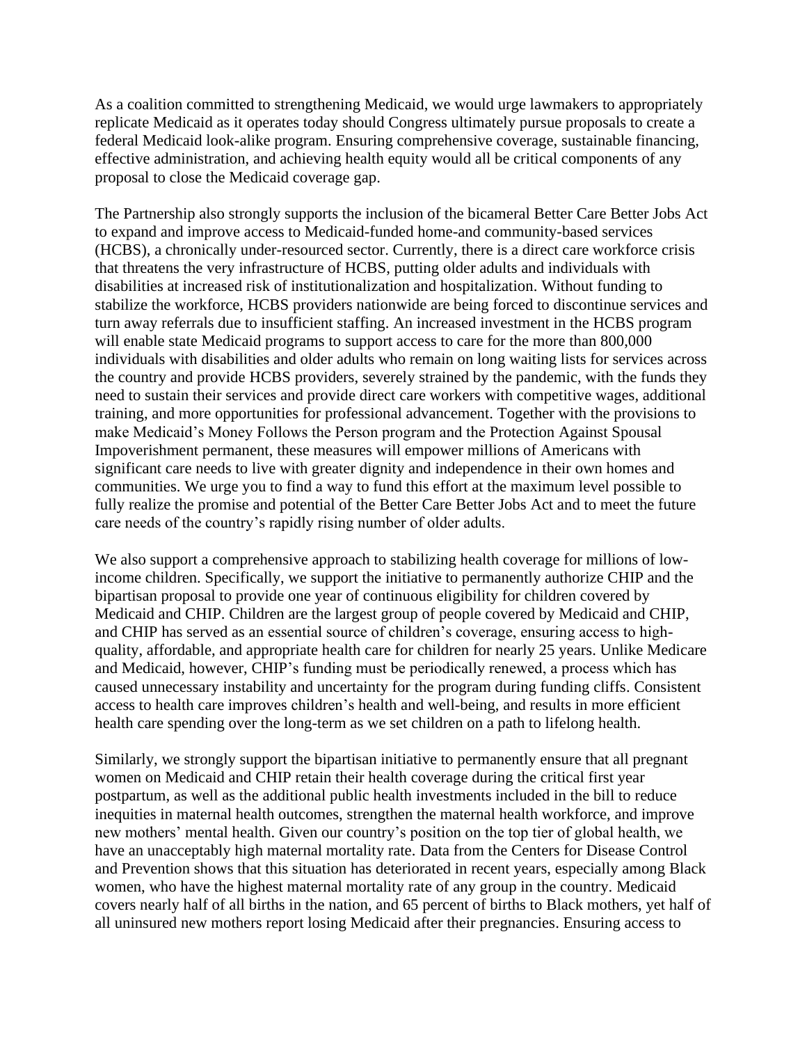As a coalition committed to strengthening Medicaid, we would urge lawmakers to appropriately replicate Medicaid as it operates today should Congress ultimately pursue proposals to create a federal Medicaid look-alike program. Ensuring comprehensive coverage, sustainable financing, effective administration, and achieving health equity would all be critical components of any proposal to close the Medicaid coverage gap.

The Partnership also strongly supports the inclusion of the bicameral Better Care Better Jobs Act to expand and improve access to Medicaid-funded home-and community-based services (HCBS), a chronically under-resourced sector. Currently, there is a direct care workforce crisis that threatens the very infrastructure of HCBS, putting older adults and individuals with disabilities at increased risk of institutionalization and hospitalization. Without funding to stabilize the workforce, HCBS providers nationwide are being forced to discontinue services and turn away referrals due to insufficient staffing. An increased investment in the HCBS program will enable state Medicaid programs to support access to care for the more than 800,000 individuals with disabilities and older adults who remain on long waiting lists for services across the country and provide HCBS providers, severely strained by the pandemic, with the funds they need to sustain their services and provide direct care workers with competitive wages, additional training, and more opportunities for professional advancement. Together with the provisions to make Medicaid's Money Follows the Person program and the Protection Against Spousal Impoverishment permanent, these measures will empower millions of Americans with significant care needs to live with greater dignity and independence in their own homes and communities. We urge you to find a way to fund this effort at the maximum level possible to fully realize the promise and potential of the Better Care Better Jobs Act and to meet the future care needs of the country's rapidly rising number of older adults.

We also support a comprehensive approach to stabilizing health coverage for millions of low-income children. Specifically, we support the initiative to permanently authorize CHIP and the bipartisan proposal to provide one year of continuous eligibility for children covered by Medicaid and CHIP. Children are the largest group of people covered by Medicaid and CHIP, and CHIP has served as an essential source of children's coverage, ensuring access to high-quality, affordable, and appropriate health care for children for nearly 25 years. Unlike Medicare and Medicaid, however, CHIP's funding must be periodically renewed, a process which has caused unnecessary instability and uncertainty for the program during funding cliffs. Consistent access to health care improves children's health and well-being, and results in more efficient health care spending over the long-term as we set children on a path to lifelong health.

Similarly, we strongly support the bipartisan initiative to permanently ensure that all pregnant women on Medicaid and CHIP retain their health coverage during the critical first year postpartum, as well as the additional public health investments included in the bill to reduce inequities in maternal health outcomes, strengthen the maternal health workforce, and improve new mothers' mental health. Given our country's position on the top tier of global health, we have an unacceptably high maternal mortality rate. Data from the Centers for Disease Control and Prevention shows that this situation has deteriorated in recent years, especially among Black women, who have the highest maternal mortality rate of any group in the country. Medicaid covers nearly half of all births in the nation, and 65 percent of births to Black mothers, yet half of all uninsured new mothers report losing Medicaid after their pregnancies. Ensuring access to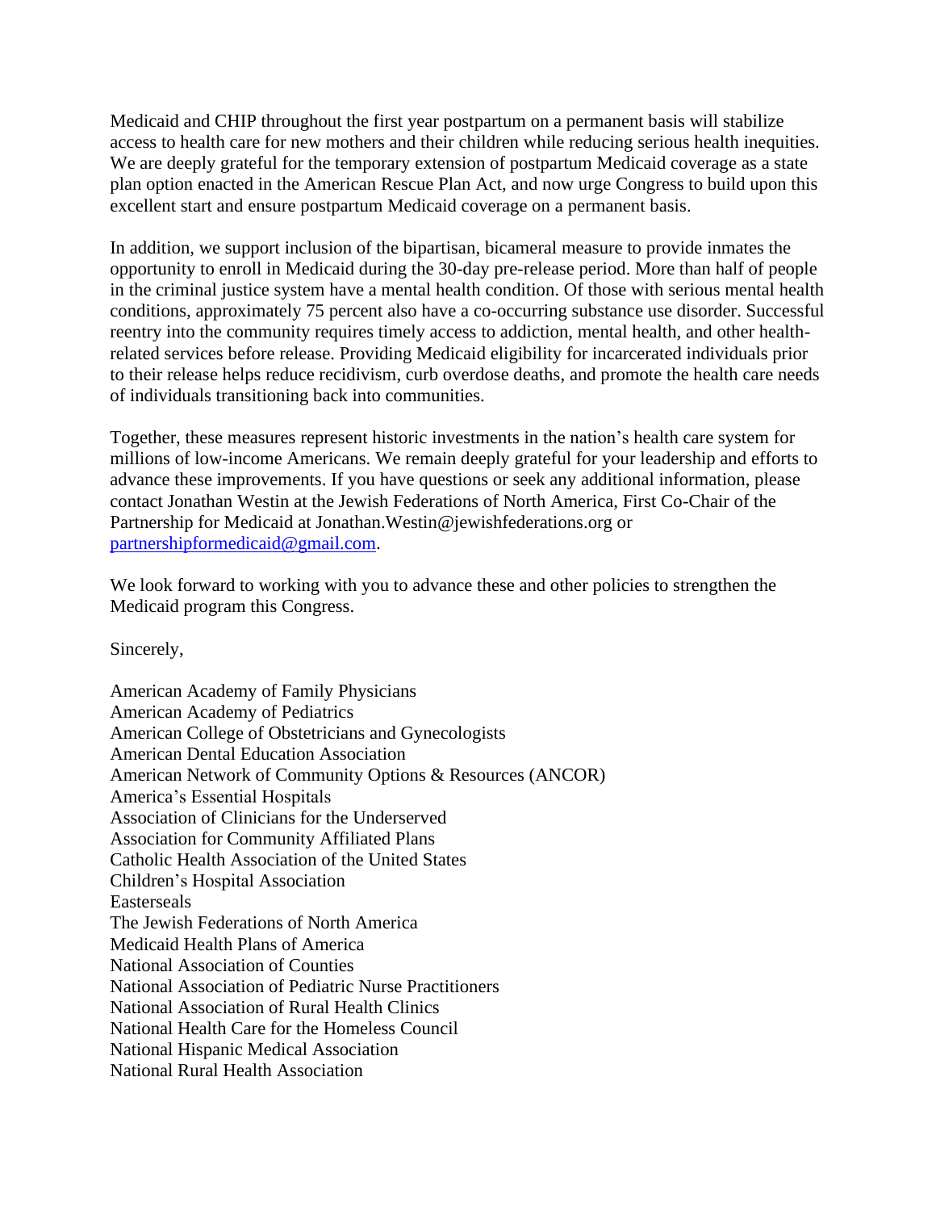Medicaid and CHIP throughout the first year postpartum on a permanent basis will stabilize access to health care for new mothers and their children while reducing serious health inequities. We are deeply grateful for the temporary extension of postpartum Medicaid coverage as a state plan option enacted in the American Rescue Plan Act, and now urge Congress to build upon this excellent start and ensure postpartum Medicaid coverage on a permanent basis.

In addition, we support inclusion of the bipartisan, bicameral measure to provide inmates the opportunity to enroll in Medicaid during the 30-day pre-release period. More than half of people in the criminal justice system have a mental health condition. Of those with serious mental health conditions, approximately 75 percent also have a co-occurring substance use disorder. Successful reentry into the community requires timely access to addiction, mental health, and other health-related services before release. Providing Medicaid eligibility for incarcerated individuals prior to their release helps reduce recidivism, curb overdose deaths, and promote the health care needs of individuals transitioning back into communities.

Together, these measures represent historic investments in the nation's health care system for millions of low-income Americans. We remain deeply grateful for your leadership and efforts to advance these improvements. If you have questions or seek any additional information, please contact Jonathan Westin at the Jewish Federations of North America, First Co-Chair of the Partnership for Medicaid at Jonathan.Westin@jewishfederations.org or [partnershipformedicaid@gmail.com](mailto:partnershipformedicaid@gmail.com).

We look forward to working with you to advance these and other policies to strengthen the Medicaid program this Congress.

Sincerely,

American Academy of Family Physicians
American Academy of Pediatrics
American College of Obstetricians and Gynecologists
American Dental Education Association
American Network of Community Options & Resources (ANCOR)
America's Essential Hospitals
Association of Clinicians for the Underserved
Association for Community Affiliated Plans
Catholic Health Association of the United States
Children's Hospital Association
Easterseals
The Jewish Federations of North America
Medicaid Health Plans of America
National Association of Counties
National Association of Pediatric Nurse Practitioners
National Association of Rural Health Clinics
National Health Care for the Homeless Council
National Hispanic Medical Association
National Rural Health Association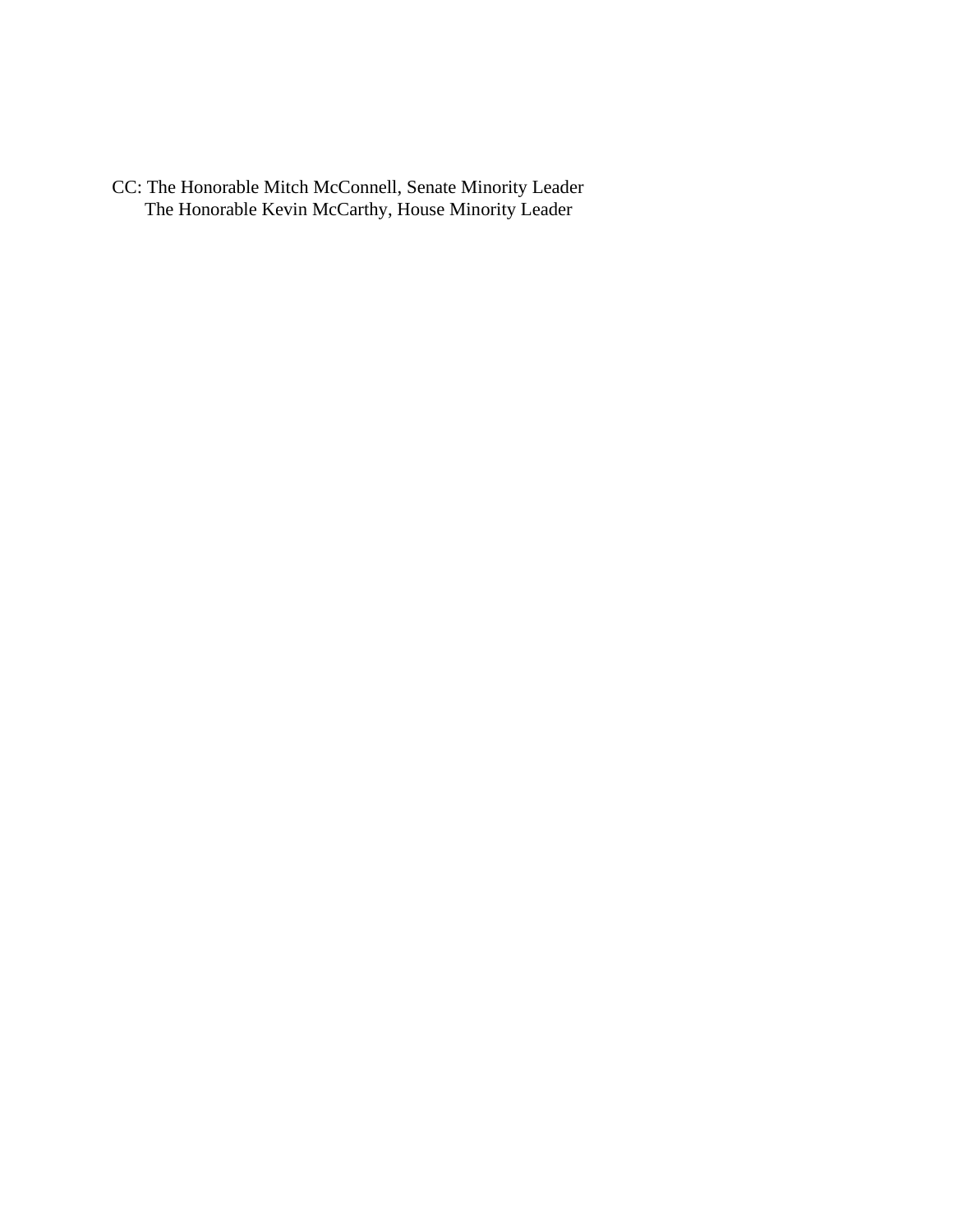CC: The Honorable Mitch McConnell, Senate Minority Leader
The Honorable Kevin McCarthy, House Minority Leader